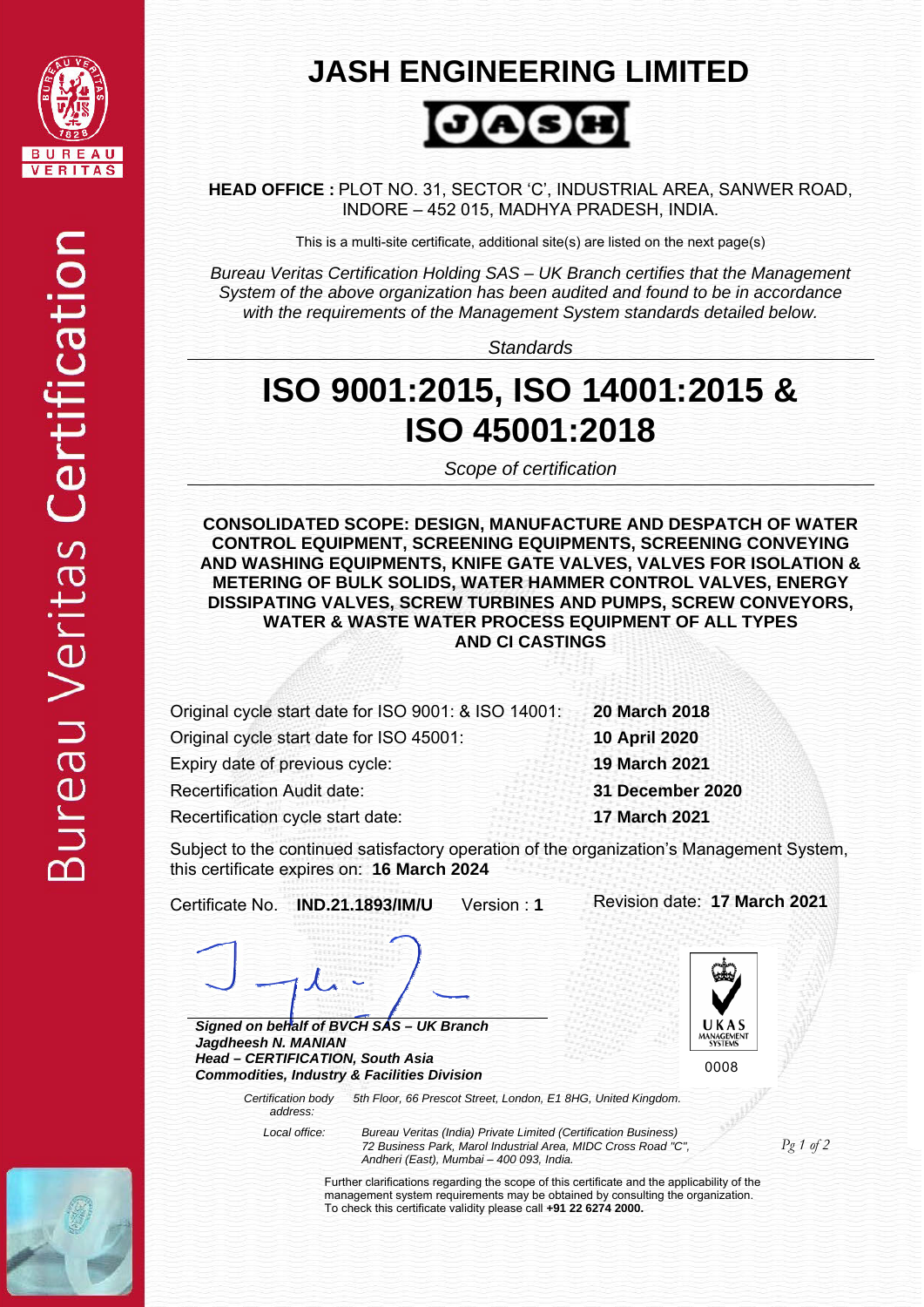Bureau Veritas Certification

BUREAU VERITAS 1828

# JASH ENGINEERING LIMITED

JASH

**HEAD OFFICE :** PLOT NO. 31, SECTOR 'C', INDUSTRIAL AREA, SANWER ROAD, INDORE – 452 015, MADHYA PRADESH, INDIA.

This is a multi-site certificate, additional site(s) are listed on the next page(s)

*Bureau Veritas Certification Holding SAS – UK Branch certifies that the Management System of the above organization has been audited and found to be in accordance with the requirements of the Management System standards detailed below.*

*Standards*

# ISO 9001:2015, ISO 14001:2015 & ISO 45001:2018

*Scope of certification*

**CONSOLIDATED SCOPE: DESIGN, MANUFACTURE AND DESPATCH OF WATER CONTROL EQUIPMENT, SCREENING EQUIPMENTS, SCREENING CONVEYING AND WASHING EQUIPMENTS, KNIFE GATE VALVES, VALVES FOR ISOLATION & METERING OF BULK SOLIDS, WATER HAMMER CONTROL VALVES, ENERGY DISSIPATING VALVES, SCREW TURBINES AND PUMPS, SCREW CONVEYORS, WATER & WASTE WATER PROCESS EQUIPMENT OF ALL TYPES AND CI CASTINGS**

| | |
|---|---|
| Original cycle start date for ISO 9001: & ISO 14001: | **20 March 2018** |
| Original cycle start date for ISO 45001: | **10 April 2020** |
| Expiry date of previous cycle: | **19 March 2021** |
| Recertification Audit date: | **31 December 2020** |
| Recertification cycle start date: | **17 March 2021** |

Subject to the continued satisfactory operation of the organization's Management System, this certificate expires on: **16 March 2024**

Certificate No. **IND.21.1893/IM/U** Version : **1** Revision date: **17 March 2021**

***Signed on behalf of BVCH SAS – UK Branch***
***Jagdheesh N. MANIAN***
***Head – CERTIFICATION, South Asia***
***Commodities, Industry & Facilities Division***

UKAS MANAGEMENT SYSTEMS
0008

*Certification body address:* *5th Floor, 66 Prescot Street, London, E1 8HG, United Kingdom.*

*Local office:* *Bureau Veritas (India) Private Limited (Certification Business)*
*72 Business Park, Marol Industrial Area, MIDC Cross Road "C", Andheri (East), Mumbai – 400 093, India.*

Further clarifications regarding the scope of this certificate and the applicability of the management system requirements may be obtained by consulting the organization.
To check this certificate validity please call **+91 22 6274 2000.**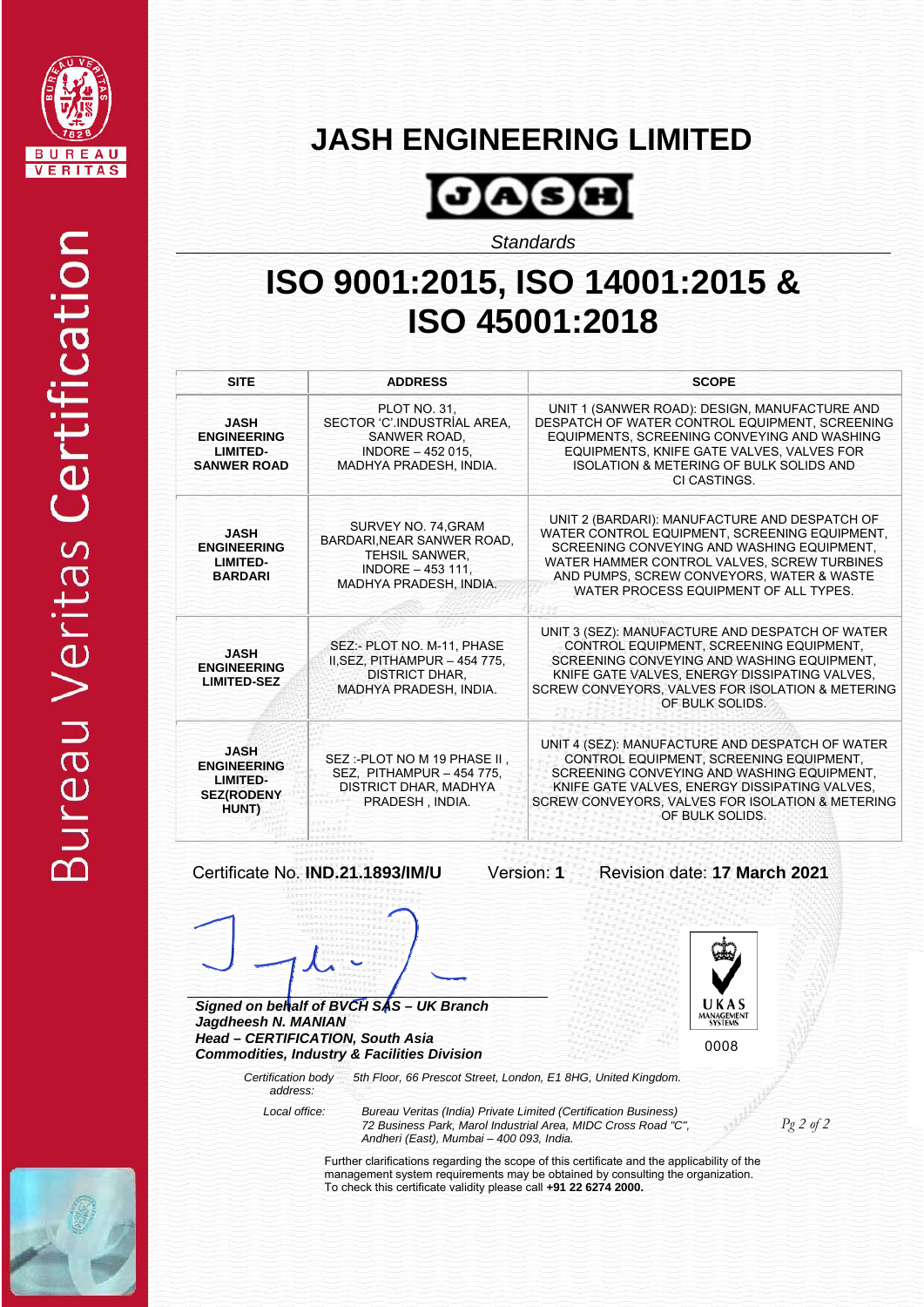Bureau Veritas Certification

# JASH ENGINEERING LIMITED

*Standards*

# ISO 9001:2015, ISO 14001:2015 & ISO 45001:2018

| SITE | ADDRESS | SCOPE |
|---|---|---|
| **JASH ENGINEERING LIMITED- SANWER ROAD** | PLOT NO. 31, SECTOR 'C'.INDUSTRIAL AREA, SANWER ROAD, INDORE – 452 015, MADHYA PRADESH, INDIA. | UNIT 1 (SANWER ROAD): DESIGN, MANUFACTURE AND DESPATCH OF WATER CONTROL EQUIPMENT, SCREENING EQUIPMENTS, SCREENING CONVEYING AND WASHING EQUIPMENTS, KNIFE GATE VALVES, VALVES FOR ISOLATION & METERING OF BULK SOLIDS AND CI CASTINGS. |
| **JASH ENGINEERING LIMITED- BARDARI** | SURVEY NO. 74,GRAM BARDARI,NEAR SANWER ROAD, TEHSIL SANWER, INDORE – 453 111, MADHYA PRADESH, INDIA. | UNIT 2 (BARDARI): MANUFACTURE AND DESPATCH OF WATER CONTROL EQUIPMENT, SCREENING EQUIPMENT, SCREENING CONVEYING AND WASHING EQUIPMENT, WATER HAMMER CONTROL VALVES, SCREW TURBINES AND PUMPS, SCREW CONVEYORS, WATER & WASTE WATER PROCESS EQUIPMENT OF ALL TYPES. |
| **JASH ENGINEERING LIMITED-SEZ** | SEZ:- PLOT NO. M-11, PHASE II,SEZ, PITHAMPUR – 454 775, DISTRICT DHAR, MADHYA PRADESH, INDIA. | UNIT 3 (SEZ): MANUFACTURE AND DESPATCH OF WATER CONTROL EQUIPMENT, SCREENING EQUIPMENT, SCREENING CONVEYING AND WASHING EQUIPMENT, KNIFE GATE VALVES, ENERGY DISSIPATING VALVES, SCREW CONVEYORS, VALVES FOR ISOLATION & METERING OF BULK SOLIDS. |
| **JASH ENGINEERING LIMITED- SEZ(RODENY HUNT)** | SEZ :-PLOT NO M 19 PHASE II , SEZ, PITHAMPUR – 454 775, DISTRICT DHAR, MADHYA PRADESH , INDIA. | UNIT 4 (SEZ): MANUFACTURE AND DESPATCH OF WATER CONTROL EQUIPMENT, SCREENING EQUIPMENT, SCREENING CONVEYING AND WASHING EQUIPMENT, KNIFE GATE VALVES, ENERGY DISSIPATING VALVES, SCREW CONVEYORS, VALVES FOR ISOLATION & METERING OF BULK SOLIDS. |

Certificate No. **IND.21.1893/IM/U** Version: **1** Revision date: **17 March 2021**

***Signed on behalf of BVCH SAS – UK Branch***
***Jagdheesh N. MANIAN***
***Head – CERTIFICATION, South Asia***
***Commodities, Industry & Facilities Division***

UKAS MANAGEMENT SYSTEMS
0008

*Certification body address:* *5th Floor, 66 Prescot Street, London, E1 8HG, United Kingdom.*

*Local office:* *Bureau Veritas (India) Private Limited (Certification Business) 72 Business Park, Marol Industrial Area, MIDC Cross Road "C", Andheri (East), Mumbai – 400 093, India.*

Further clarifications regarding the scope of this certificate and the applicability of the management system requirements may be obtained by consulting the organization.
To check this certificate validity please call **+91 22 6274 2000.**